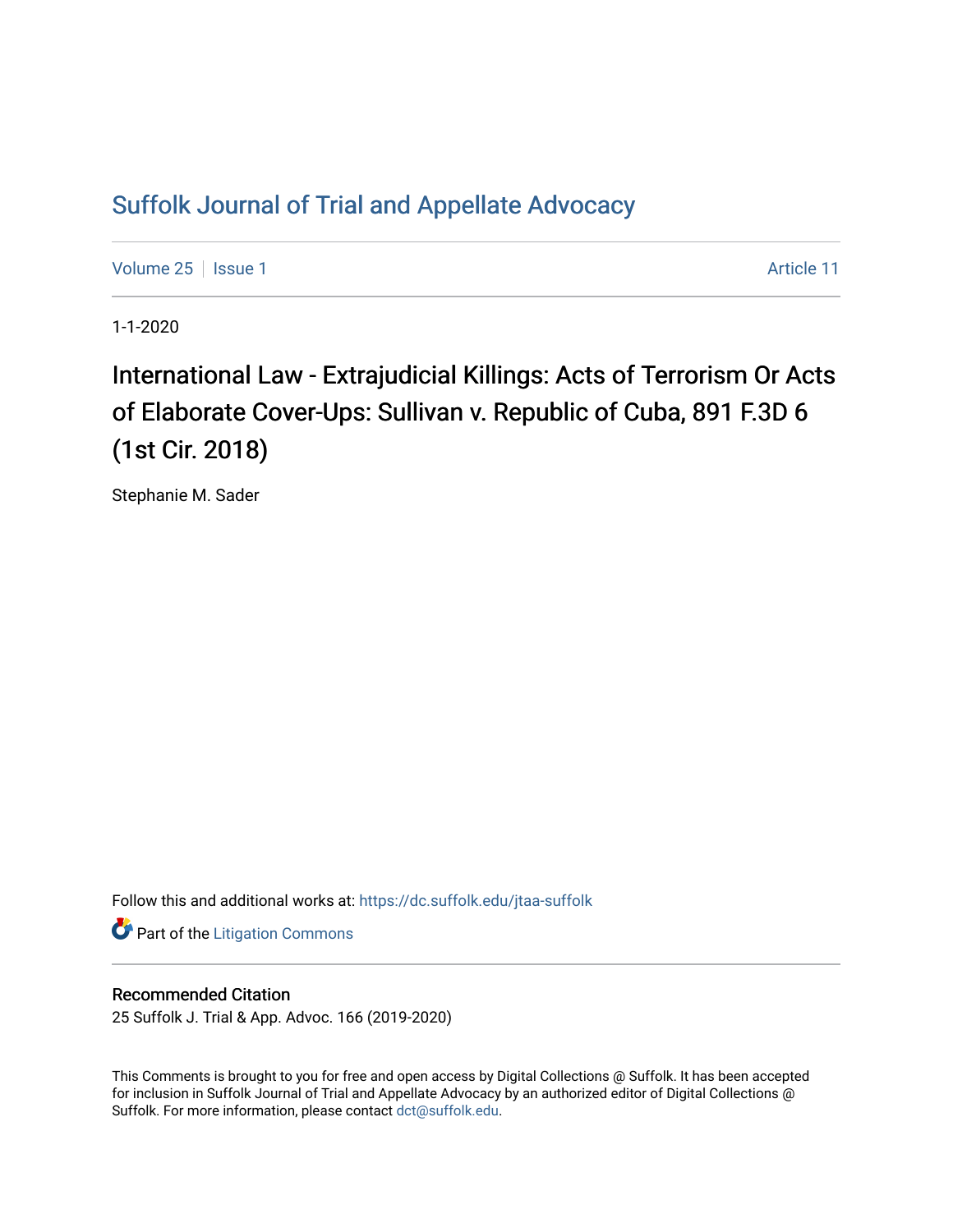# Suffolk Journal of Trial and Appellate Advocacy

Volume 25 | Issue 1 Article 11

1-1-2020

## International Law - Extrajudicial Killings: Acts of Terrorism Or Acts of Elaborate Cover-Ups: Sullivan v. Republic of Cuba, 891 F.3D 6 (1st Cir. 2018)

Stephanie M. Sader

Follow this and additional works at: https://dc.suffolk.edu/jtaa-suffolk

Part of the Litigation Commons

### Recommended Citation

25 Suffolk J. Trial & App. Advoc. 166 (2019-2020)

This Comments is brought to you for free and open access by Digital Collections @ Suffolk. It has been accepted for inclusion in Suffolk Journal of Trial and Appellate Advocacy by an authorized editor of Digital Collections @ Suffolk. For more information, please contact dct@suffolk.edu.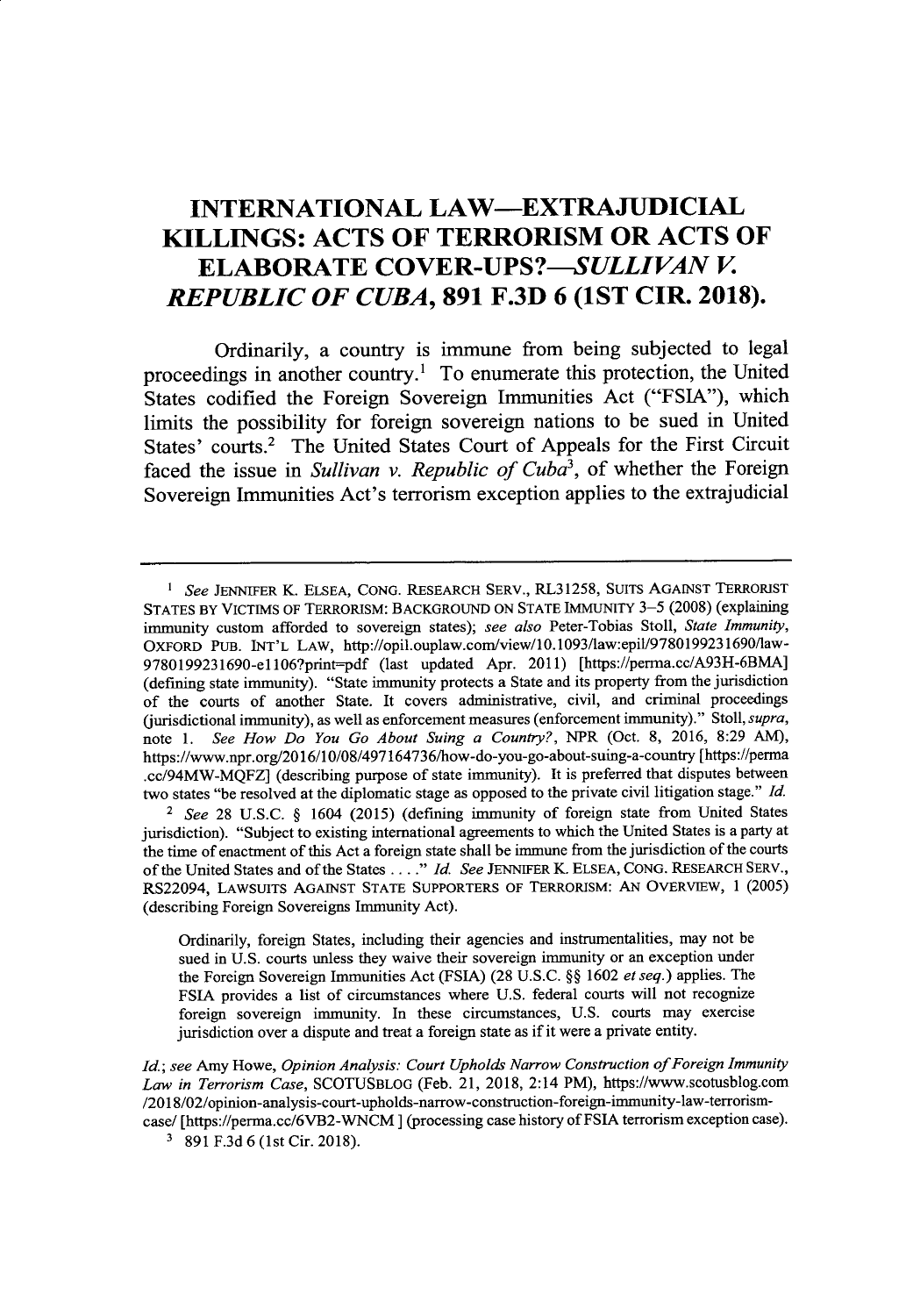# INTERNATIONAL LAW—EXTRAJUDICIAL KILLINGS: ACTS OF TERRORISM OR ACTS OF ELABORATE COVER-UPS?—*SULLIVAN V. REPUBLIC OF CUBA*, 891 F.3D 6 (1ST CIR. 2018).

Ordinarily, a country is immune from being subjected to legal proceedings in another country.[1] To enumerate this protection, the United States codified the Foreign Sovereign Immunities Act ("FSIA"), which limits the possibility for foreign sovereign nations to be sued in United States' courts.[2] The United States Court of Appeals for the First Circuit faced the issue in *Sullivan v. Republic of Cuba*[3], of whether the Foreign Sovereign Immunities Act's terrorism exception applies to the extrajudicial

---

[1] *See* JENNIFER K. ELSEA, CONG. RESEARCH SERV., RL31258, SUITS AGAINST TERRORIST STATES BY VICTIMS OF TERRORISM: BACKGROUND ON STATE IMMUNITY 3–5 (2008) (explaining immunity custom afforded to sovereign states); *see also* Peter-Tobias Stoll, *State Immunity*, OXFORD PUB. INT'L LAW, http://opil.ouplaw.com/view/10.1093/law:epil/9780199231690/law-9780199231690-e1106?print=pdf (last updated Apr. 2011) [https://perma.cc/A93H-6BMA] (defining state immunity). "State immunity protects a State and its property from the jurisdiction of the courts of another State. It covers administrative, civil, and criminal proceedings (jurisdictional immunity), as well as enforcement measures (enforcement immunity)." Stoll, *supra*, note 1. *See How Do You Go About Suing a Country?*, NPR (Oct. 8, 2016, 8:29 AM), https://www.npr.org/2016/10/08/497164736/how-do-you-go-about-suing-a-country [https://perma.cc/94MW-MQFZ] (describing purpose of state immunity). It is preferred that disputes between two states "be resolved at the diplomatic stage as opposed to the private civil litigation stage." *Id.*

[2] *See* 28 U.S.C. § 1604 (2015) (defining immunity of foreign state from United States jurisdiction). "Subject to existing international agreements to which the United States is a party at the time of enactment of this Act a foreign state shall be immune from the jurisdiction of the courts of the United States and of the States . . . ." *Id.* *See* JENNIFER K. ELSEA, CONG. RESEARCH SERV., RS22094, LAWSUITS AGAINST STATE SUPPORTERS OF TERRORISM: AN OVERVIEW, 1 (2005) (describing Foreign Sovereigns Immunity Act).

> Ordinarily, foreign States, including their agencies and instrumentalities, may not be sued in U.S. courts unless they waive their sovereign immunity or an exception under the Foreign Sovereign Immunities Act (FSIA) (28 U.S.C. §§ 1602 *et seq.*) applies. The FSIA provides a list of circumstances where U.S. federal courts will not recognize foreign sovereign immunity. In these circumstances, U.S. courts may exercise jurisdiction over a dispute and treat a foreign state as if it were a private entity.

*Id.*; *see* Amy Howe, *Opinion Analysis: Court Upholds Narrow Construction of Foreign Immunity Law in Terrorism Case*, SCOTUSBLOG (Feb. 21, 2018, 2:14 PM), https://www.scotusblog.com/2018/02/opinion-analysis-court-upholds-narrow-construction-foreign-immunity-law-terrorism-case/ [https://perma.cc/6VB2-WNCM ] (processing case history of FSIA terrorism exception case).

[3] 891 F.3d 6 (1st Cir. 2018).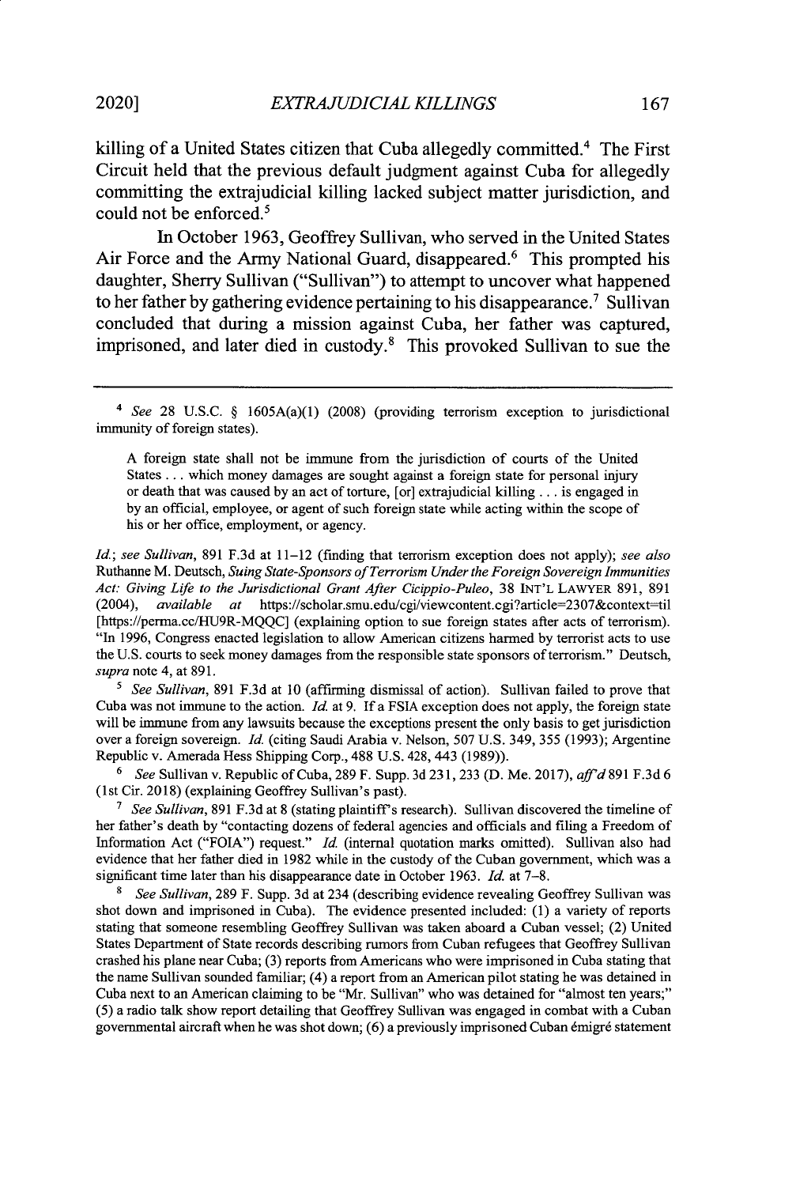killing of a United States citizen that Cuba allegedly committed.[4] The First Circuit held that the previous default judgment against Cuba for allegedly committing the extrajudicial killing lacked subject matter jurisdiction, and could not be enforced.[5]

In October 1963, Geoffrey Sullivan, who served in the United States Air Force and the Army National Guard, disappeared.[6] This prompted his daughter, Sherry Sullivan ("Sullivan") to attempt to uncover what happened to her father by gathering evidence pertaining to his disappearance.[7] Sullivan concluded that during a mission against Cuba, her father was captured, imprisoned, and later died in custody.[8] This provoked Sullivan to sue the

---

[4] *See* 28 U.S.C. § 1605A(a)(1) (2008) (providing terrorism exception to jurisdictional immunity of foreign states).

> A foreign state shall not be immune from the jurisdiction of courts of the United States . . . which money damages are sought against a foreign state for personal injury or death that was caused by an act of torture, [or] extrajudicial killing . . . is engaged in by an official, employee, or agent of such foreign state while acting within the scope of his or her office, employment, or agency.

*Id.*; *see Sullivan*, 891 F.3d at 11–12 (finding that terrorism exception does not apply); *see also* Ruthanne M. Deutsch, *Suing State-Sponsors of Terrorism Under the Foreign Sovereign Immunities Act: Giving Life to the Jurisdictional Grant After Cicippio-Puleo*, 38 INT'L LAWYER 891, 891 (2004), *available at* https://scholar.smu.edu/cgi/viewcontent.cgi?article=2307&context=til [https://perma.cc/HU9R-MQQC] (explaining option to sue foreign states after acts of terrorism). "In 1996, Congress enacted legislation to allow American citizens harmed by terrorist acts to use the U.S. courts to seek money damages from the responsible state sponsors of terrorism." Deutsch, *supra* note 4, at 891.

[5] *See Sullivan*, 891 F.3d at 10 (affirming dismissal of action). Sullivan failed to prove that Cuba was not immune to the action. *Id.* at 9. If a FSIA exception does not apply, the foreign state will be immune from any lawsuits because the exceptions present the only basis to get jurisdiction over a foreign sovereign. *Id.* (citing Saudi Arabia v. Nelson, 507 U.S. 349, 355 (1993); Argentine Republic v. Amerada Hess Shipping Corp., 488 U.S. 428, 443 (1989)).

[6] *See* Sullivan v. Republic of Cuba, 289 F. Supp. 3d 231, 233 (D. Me. 2017), *aff'd* 891 F.3d 6 (1st Cir. 2018) (explaining Geoffrey Sullivan's past).

[7] *See Sullivan*, 891 F.3d at 8 (stating plaintiff's research). Sullivan discovered the timeline of her father's death by "contacting dozens of federal agencies and officials and filing a Freedom of Information Act ("FOIA") request." *Id.* (internal quotation marks omitted). Sullivan also had evidence that her father died in 1982 while in the custody of the Cuban government, which was a significant time later than his disappearance date in October 1963. *Id.* at 7–8.

[8] *See Sullivan*, 289 F. Supp. 3d at 234 (describing evidence revealing Geoffrey Sullivan was shot down and imprisoned in Cuba). The evidence presented included: (1) a variety of reports stating that someone resembling Geoffrey Sullivan was taken aboard a Cuban vessel; (2) United States Department of State records describing rumors from Cuban refugees that Geoffrey Sullivan crashed his plane near Cuba; (3) reports from Americans who were imprisoned in Cuba stating that the name Sullivan sounded familiar; (4) a report from an American pilot stating he was detained in Cuba next to an American claiming to be "Mr. Sullivan" who was detained for "almost ten years;" (5) a radio talk show report detailing that Geoffrey Sullivan was engaged in combat with a Cuban governmental aircraft when he was shot down; (6) a previously imprisoned Cuban émigré statement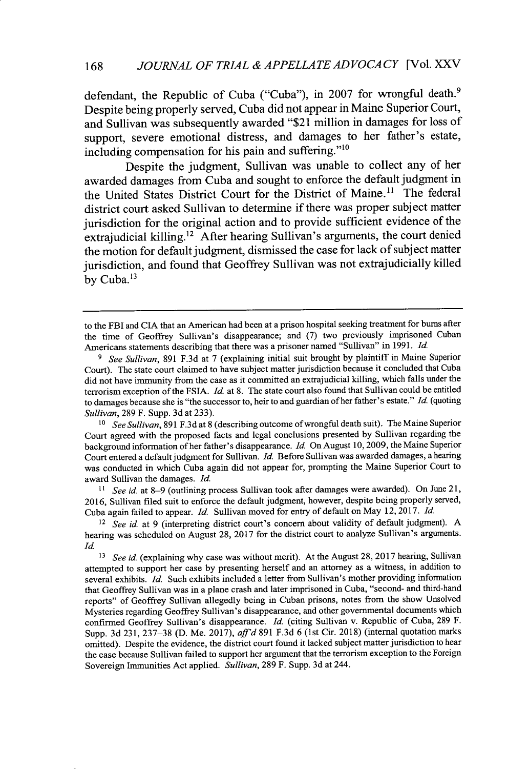defendant, the Republic of Cuba ("Cuba"), in 2007 for wrongful death.[9] Despite being properly served, Cuba did not appear in Maine Superior Court, and Sullivan was subsequently awarded "$21 million in damages for loss of support, severe emotional distress, and damages to her father's estate, including compensation for his pain and suffering."[10]

Despite the judgment, Sullivan was unable to collect any of her awarded damages from Cuba and sought to enforce the default judgment in the United States District Court for the District of Maine.[11] The federal district court asked Sullivan to determine if there was proper subject matter jurisdiction for the original action and to provide sufficient evidence of the extrajudicial killing.[12] After hearing Sullivan's arguments, the court denied the motion for default judgment, dismissed the case for lack of subject matter jurisdiction, and found that Geoffrey Sullivan was not extrajudicially killed by Cuba.[13]

---

to the FBI and CIA that an American had been at a prison hospital seeking treatment for burns after the time of Geoffrey Sullivan's disappearance; and (7) two previously imprisoned Cuban Americans statements describing that there was a prisoner named "Sullivan" in 1991. *Id.*

[9] *See Sullivan*, 891 F.3d at 7 (explaining initial suit brought by plaintiff in Maine Superior Court). The state court claimed to have subject matter jurisdiction because it concluded that Cuba did not have immunity from the case as it committed an extrajudicial killing, which falls under the terrorism exception of the FSIA. *Id.* at 8. The state court also found that Sullivan could be entitled to damages because she is "the successor to, heir to and guardian of her father's estate." *Id.* (quoting *Sullivan*, 289 F. Supp. 3d at 233).

[10] *See Sullivan*, 891 F.3d at 8 (describing outcome of wrongful death suit). The Maine Superior Court agreed with the proposed facts and legal conclusions presented by Sullivan regarding the background information of her father's disappearance. *Id.* On August 10, 2009, the Maine Superior Court entered a default judgment for Sullivan. *Id.* Before Sullivan was awarded damages, a hearing was conducted in which Cuba again did not appear for, prompting the Maine Superior Court to award Sullivan the damages. *Id.*

[11] *See id.* at 8–9 (outlining process Sullivan took after damages were awarded). On June 21, 2016, Sullivan filed suit to enforce the default judgment, however, despite being properly served, Cuba again failed to appear. *Id.* Sullivan moved for entry of default on May 12, 2017. *Id.*

[12] *See id.* at 9 (interpreting district court's concern about validity of default judgment). A hearing was scheduled on August 28, 2017 for the district court to analyze Sullivan's arguments. *Id.*

[13] *See id.* (explaining why case was without merit). At the August 28, 2017 hearing, Sullivan attempted to support her case by presenting herself and an attorney as a witness, in addition to several exhibits. *Id.* Such exhibits included a letter from Sullivan's mother providing information that Geoffrey Sullivan was in a plane crash and later imprisoned in Cuba, "second- and third-hand reports" of Geoffrey Sullivan allegedly being in Cuban prisons, notes from the show Unsolved Mysteries regarding Geoffrey Sullivan's disappearance, and other governmental documents which confirmed Geoffrey Sullivan's disappearance. *Id.* (citing Sullivan v. Republic of Cuba, 289 F. Supp. 3d 231, 237–38 (D. Me. 2017), *aff'd* 891 F.3d 6 (1st Cir. 2018) (internal quotation marks omitted). Despite the evidence, the district court found it lacked subject matter jurisdiction to hear the case because Sullivan failed to support her argument that the terrorism exception to the Foreign Sovereign Immunities Act applied. *Sullivan*, 289 F. Supp. 3d at 244.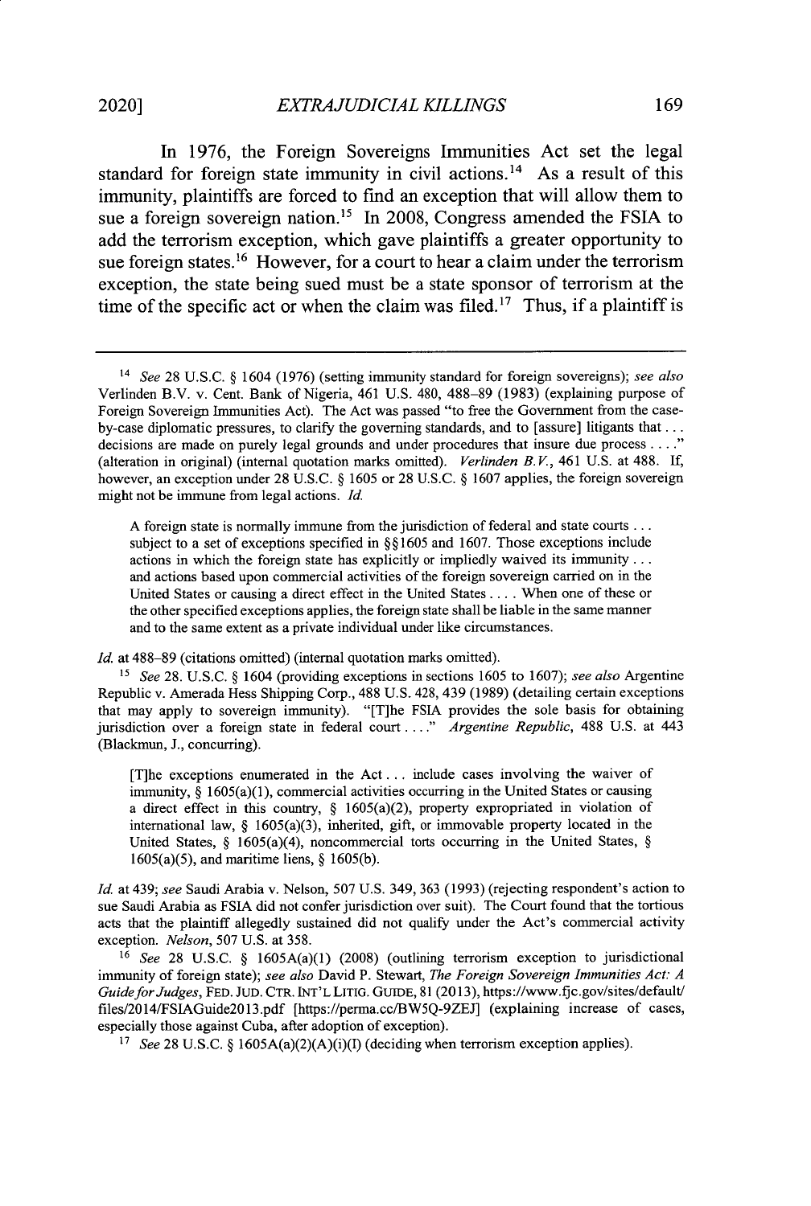In 1976, the Foreign Sovereigns Immunities Act set the legal standard for foreign state immunity in civil actions.[14] As a result of this immunity, plaintiffs are forced to find an exception that will allow them to sue a foreign sovereign nation.[15] In 2008, Congress amended the FSIA to add the terrorism exception, which gave plaintiffs a greater opportunity to sue foreign states.[16] However, for a court to hear a claim under the terrorism exception, the state being sued must be a state sponsor of terrorism at the time of the specific act or when the claim was filed.[17] Thus, if a plaintiff is

---

[14] *See* 28 U.S.C. § 1604 (1976) (setting immunity standard for foreign sovereigns); *see also* Verlinden B.V. v. Cent. Bank of Nigeria, 461 U.S. 480, 488–89 (1983) (explaining purpose of Foreign Sovereign Immunities Act). The Act was passed "to free the Government from the case-by-case diplomatic pressures, to clarify the governing standards, and to [assure] litigants that . . . decisions are made on purely legal grounds and under procedures that insure due process . . . ." (alteration in original) (internal quotation marks omitted). *Verlinden B.V.*, 461 U.S. at 488. If, however, an exception under 28 U.S.C. § 1605 or 28 U.S.C. § 1607 applies, the foreign sovereign might not be immune from legal actions. *Id.*

> A foreign state is normally immune from the jurisdiction of federal and state courts . . . subject to a set of exceptions specified in §§1605 and 1607. Those exceptions include actions in which the foreign state has explicitly or impliedly waived its immunity . . . and actions based upon commercial activities of the foreign sovereign carried on in the United States or causing a direct effect in the United States . . . . When one of these or the other specified exceptions applies, the foreign state shall be liable in the same manner and to the same extent as a private individual under like circumstances.

*Id.* at 488–89 (citations omitted) (internal quotation marks omitted).

[15] *See* 28. U.S.C. § 1604 (providing exceptions in sections 1605 to 1607); *see also* Argentine Republic v. Amerada Hess Shipping Corp., 488 U.S. 428, 439 (1989) (detailing certain exceptions that may apply to sovereign immunity). "[T]he FSIA provides the sole basis for obtaining jurisdiction over a foreign state in federal court . . . ." *Argentine Republic*, 488 U.S. at 443 (Blackmun, J., concurring).

> [T]he exceptions enumerated in the Act . . . include cases involving the waiver of immunity, § 1605(a)(1), commercial activities occurring in the United States or causing a direct effect in this country, § 1605(a)(2), property expropriated in violation of international law, § 1605(a)(3), inherited, gift, or immovable property located in the United States, § 1605(a)(4), noncommercial torts occurring in the United States, § 1605(a)(5), and maritime liens, § 1605(b).

*Id.* at 439; *see* Saudi Arabia v. Nelson, 507 U.S. 349, 363 (1993) (rejecting respondent's action to sue Saudi Arabia as FSIA did not confer jurisdiction over suit). The Court found that the tortious acts that the plaintiff allegedly sustained did not qualify under the Act's commercial activity exception. *Nelson*, 507 U.S. at 358.

[16] *See* 28 U.S.C. § 1605A(a)(1) (2008) (outlining terrorism exception to jurisdictional immunity of foreign state); *see also* David P. Stewart, *The Foreign Sovereign Immunities Act: A Guide for Judges*, FED. JUD. CTR. INT'L LITIG. GUIDE, 81 (2013), https://www.fjc.gov/sites/default/files/2014/FSIAGuide2013.pdf [https://perma.cc/BW5Q-9ZEJ] (explaining increase of cases, especially those against Cuba, after adoption of exception).

[17] *See* 28 U.S.C. § 1605A(a)(2)(A)(i)(I) (deciding when terrorism exception applies).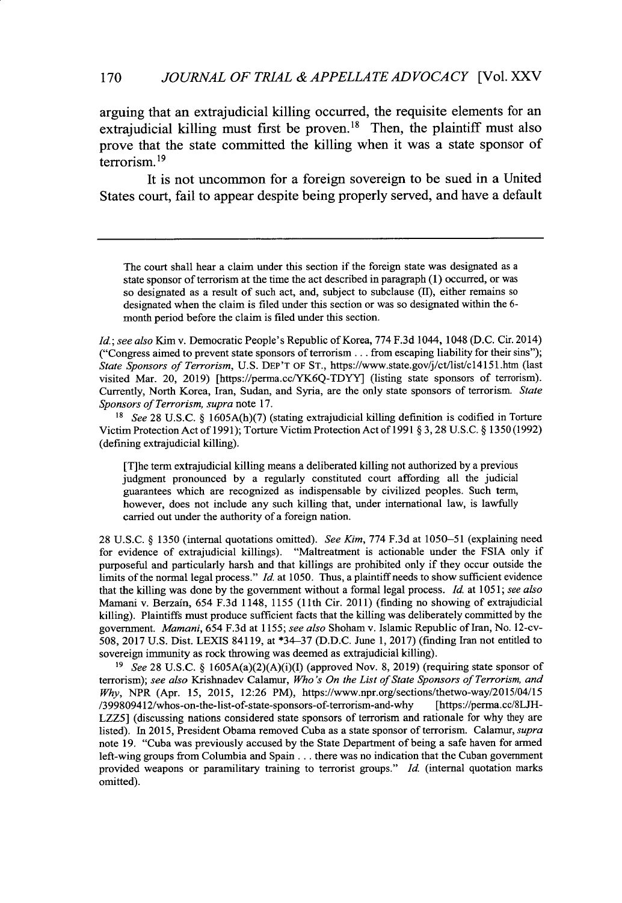arguing that an extrajudicial killing occurred, the requisite elements for an extrajudicial killing must first be proven.[18] Then, the plaintiff must also prove that the state committed the killing when it was a state sponsor of terrorism.[19]

It is not uncommon for a foreign sovereign to be sued in a United States court, fail to appear despite being properly served, and have a default

---

> The court shall hear a claim under this section if the foreign state was designated as a state sponsor of terrorism at the time the act described in paragraph (1) occurred, or was so designated as a result of such act, and, subject to subclause (II), either remains so designated when the claim is filed under this section or was so designated within the 6-month period before the claim is filed under this section.

*Id.*; *see also* Kim v. Democratic People's Republic of Korea, 774 F.3d 1044, 1048 (D.C. Cir. 2014) ("Congress aimed to prevent state sponsors of terrorism . . . from escaping liability for their sins"); *State Sponsors of Terrorism*, U.S. DEP'T OF ST., https://www.state.gov/j/ct/list/c14151.htm (last visited Mar. 20, 2019) [https://perma.cc/YK6Q-TDYY] (listing state sponsors of terrorism). Currently, North Korea, Iran, Sudan, and Syria, are the only state sponsors of terrorism. *State Sponsors of Terrorism*, *supra* note 17.

[18] *See* 28 U.S.C. § 1605A(h)(7) (stating extrajudicial killing definition is codified in Torture Victim Protection Act of 1991); Torture Victim Protection Act of 1991 § 3, 28 U.S.C. § 1350 (1992) (defining extrajudicial killing).

> [T]he term extrajudicial killing means a deliberated killing not authorized by a previous judgment pronounced by a regularly constituted court affording all the judicial guarantees which are recognized as indispensable by civilized peoples. Such term, however, does not include any such killing that, under international law, is lawfully carried out under the authority of a foreign nation.

28 U.S.C. § 1350 (internal quotations omitted). *See Kim*, 774 F.3d at 1050–51 (explaining need for evidence of extrajudicial killings). "Maltreatment is actionable under the FSIA only if purposeful and particularly harsh and that killings are prohibited only if they occur outside the limits of the normal legal process." *Id.* at 1050. Thus, a plaintiff needs to show sufficient evidence that the killing was done by the government without a formal legal process. *Id.* at 1051; *see also* Mamani v. Berzaín, 654 F.3d 1148, 1155 (11th Cir. 2011) (finding no showing of extrajudicial killing). Plaintiffs must produce sufficient facts that the killing was deliberately committed by the government. *Mamani*, 654 F.3d at 1155; *see also* Shoham v. Islamic Republic of Iran, No. 12-cv-508, 2017 U.S. Dist. LEXIS 84119, at *34–37 (D.D.C. June 1, 2017) (finding Iran not entitled to sovereign immunity as rock throwing was deemed as extrajudicial killing).

[19] *See* 28 U.S.C. § 1605A(a)(2)(A)(i)(I) (approved Nov. 8, 2019) (requiring state sponsor of terrorism); *see also* Krishnadev Calamur, *Who's On the List of State Sponsors of Terrorism, and Why*, NPR (Apr. 15, 2015, 12:26 PM), https://www.npr.org/sections/thetwo-way/2015/04/15/399809412/whos-on-the-list-of-state-sponsors-of-terrorism-and-why [https://perma.cc/8LJH-LZZ5] (discussing nations considered state sponsors of terrorism and rationale for why they are listed). In 2015, President Obama removed Cuba as a state sponsor of terrorism. Calamur, *supra* note 19. "Cuba was previously accused by the State Department of being a safe haven for armed left-wing groups from Columbia and Spain . . . there was no indication that the Cuban government provided weapons or paramilitary training to terrorist groups." *Id.* (internal quotation marks omitted).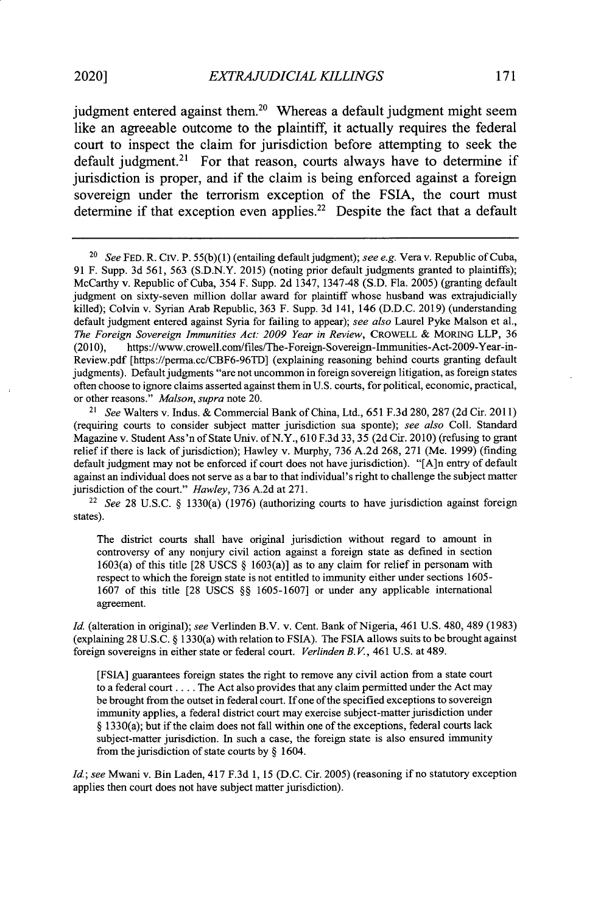judgment entered against them.[20] Whereas a default judgment might seem like an agreeable outcome to the plaintiff, it actually requires the federal court to inspect the claim for jurisdiction before attempting to seek the default judgment.[21] For that reason, courts always have to determine if jurisdiction is proper, and if the claim is being enforced against a foreign sovereign under the terrorism exception of the FSIA, the court must determine if that exception even applies.[22] Despite the fact that a default

---

[20] *See* FED. R. CIV. P. 55(b)(1) (entailing default judgment); *see e.g.* Vera v. Republic of Cuba, 91 F. Supp. 3d 561, 563 (S.D.N.Y. 2015) (noting prior default judgments granted to plaintiffs); McCarthy v. Republic of Cuba, 354 F. Supp. 2d 1347, 1347-48 (S.D. Fla. 2005) (granting default judgment on sixty-seven million dollar award for plaintiff whose husband was extrajudicially killed); Colvin v. Syrian Arab Republic, 363 F. Supp. 3d 141, 146 (D.D.C. 2019) (understanding default judgment entered against Syria for failing to appear); *see also* Laurel Pyke Malson et al., *The Foreign Sovereign Immunities Act: 2009 Year in Review*, CROWELL & MORING LLP, 36 (2010), https://www.crowell.com/files/The-Foreign-Sovereign-Immunities-Act-2009-Year-in-Review.pdf [https://perma.cc/CBF6-96TD] (explaining reasoning behind courts granting default judgments). Default judgments "are not uncommon in foreign sovereign litigation, as foreign states often choose to ignore claims asserted against them in U.S. courts, for political, economic, practical, or other reasons." *Malson*, *supra* note 20.

[21] *See* Walters v. Indus. & Commercial Bank of China, Ltd., 651 F.3d 280, 287 (2d Cir. 2011) (requiring courts to consider subject matter jurisdiction sua sponte); *see also* Coll. Standard Magazine v. Student Ass'n of State Univ. of N.Y., 610 F.3d 33, 35 (2d Cir. 2010) (refusing to grant relief if there is lack of jurisdiction); Hawley v. Murphy, 736 A.2d 268, 271 (Me. 1999) (finding default judgment may not be enforced if court does not have jurisdiction). "[A]n entry of default against an individual does not serve as a bar to that individual's right to challenge the subject matter jurisdiction of the court." *Hawley*, 736 A.2d at 271.

[22] *See* 28 U.S.C. § 1330(a) (1976) (authorizing courts to have jurisdiction against foreign states).

> The district courts shall have original jurisdiction without regard to amount in controversy of any nonjury civil action against a foreign state as defined in section 1603(a) of this title [28 USCS § 1603(a)] as to any claim for relief in personam with respect to which the foreign state is not entitled to immunity either under sections 1605-1607 of this title [28 USCS §§ 1605-1607] or under any applicable international agreement.

*Id.* (alteration in original); *see* Verlinden B.V. v. Cent. Bank of Nigeria, 461 U.S. 480, 489 (1983) (explaining 28 U.S.C. § 1330(a) with relation to FSIA). The FSIA allows suits to be brought against foreign sovereigns in either state or federal court. *Verlinden B.V.*, 461 U.S. at 489.

> [FSIA] guarantees foreign states the right to remove any civil action from a state court to a federal court . . . . The Act also provides that any claim permitted under the Act may be brought from the outset in federal court. If one of the specified exceptions to sovereign immunity applies, a federal district court may exercise subject-matter jurisdiction under § 1330(a); but if the claim does not fall within one of the exceptions, federal courts lack subject-matter jurisdiction. In such a case, the foreign state is also ensured immunity from the jurisdiction of state courts by § 1604.

*Id.*; *see* Mwani v. Bin Laden, 417 F.3d 1, 15 (D.C. Cir. 2005) (reasoning if no statutory exception applies then court does not have subject matter jurisdiction).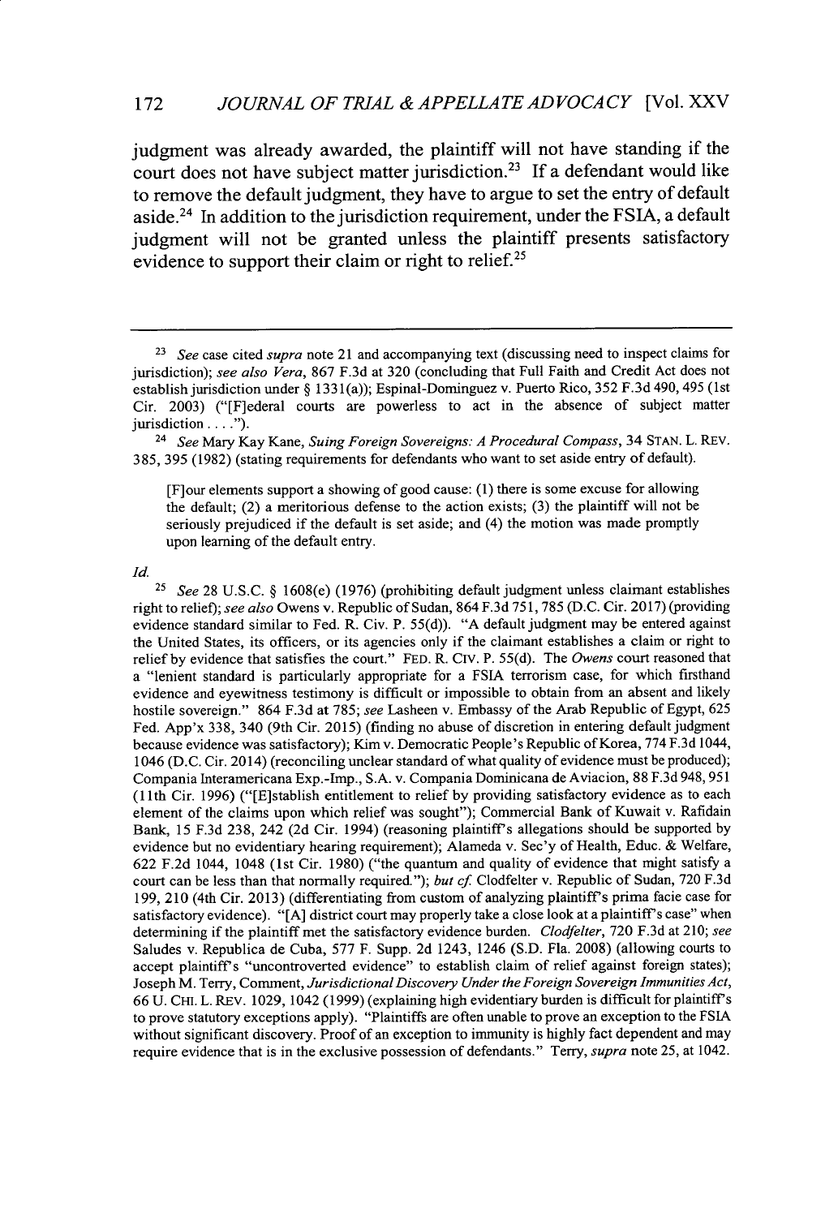judgment was already awarded, the plaintiff will not have standing if the court does not have subject matter jurisdiction.[23] If a defendant would like to remove the default judgment, they have to argue to set the entry of default aside.[24] In addition to the jurisdiction requirement, under the FSIA, a default judgment will not be granted unless the plaintiff presents satisfactory evidence to support their claim or right to relief.[25]

---

[23] *See* case cited *supra* note 21 and accompanying text (discussing need to inspect claims for jurisdiction); *see also Vera*, 867 F.3d at 320 (concluding that Full Faith and Credit Act does not establish jurisdiction under § 1331(a)); Espinal-Dominguez v. Puerto Rico, 352 F.3d 490, 495 (1st Cir. 2003) ("[F]ederal courts are powerless to act in the absence of subject matter jurisdiction . . . .").

[24] *See* Mary Kay Kane, *Suing Foreign Sovereigns: A Procedural Compass*, 34 STAN. L. REV. 385, 395 (1982) (stating requirements for defendants who want to set aside entry of default).

> [F]our elements support a showing of good cause: (1) there is some excuse for allowing the default; (2) a meritorious defense to the action exists; (3) the plaintiff will not be seriously prejudiced if the default is set aside; and (4) the motion was made promptly upon learning of the default entry.

*Id.*

[25] *See* 28 U.S.C. § 1608(e) (1976) (prohibiting default judgment unless claimant establishes right to relief); *see also* Owens v. Republic of Sudan, 864 F.3d 751, 785 (D.C. Cir. 2017) (providing evidence standard similar to Fed. R. Civ. P. 55(d)). "A default judgment may be entered against the United States, its officers, or its agencies only if the claimant establishes a claim or right to relief by evidence that satisfies the court." FED. R. CIV. P. 55(d). The *Owens* court reasoned that a "lenient standard is particularly appropriate for a FSIA terrorism case, for which firsthand evidence and eyewitness testimony is difficult or impossible to obtain from an absent and likely hostile sovereign." 864 F.3d at 785; *see* Lasheen v. Embassy of the Arab Republic of Egypt, 625 Fed. App'x 338, 340 (9th Cir. 2015) (finding no abuse of discretion in entering default judgment because evidence was satisfactory); Kim v. Democratic People's Republic of Korea, 774 F.3d 1044, 1046 (D.C. Cir. 2014) (reconciling unclear standard of what quality of evidence must be produced); Compania Interamericana Exp.-Imp., S.A. v. Compania Dominicana de Aviacion, 88 F.3d 948, 951 (11th Cir. 1996) ("[E]stablish entitlement to relief by providing satisfactory evidence as to each element of the claims upon which relief was sought"); Commercial Bank of Kuwait v. Rafidain Bank, 15 F.3d 238, 242 (2d Cir. 1994) (reasoning plaintiff's allegations should be supported by evidence but no evidentiary hearing requirement); Alameda v. Sec'y of Health, Educ. & Welfare, 622 F.2d 1044, 1048 (1st Cir. 1980) ("the quantum and quality of evidence that might satisfy a court can be less than that normally required."); *but cf.* Clodfelter v. Republic of Sudan, 720 F.3d 199, 210 (4th Cir. 2013) (differentiating from custom of analyzing plaintiff's prima facie case for satisfactory evidence). "[A] district court may properly take a close look at a plaintiff's case" when determining if the plaintiff met the satisfactory evidence burden. *Clodfelter*, 720 F.3d at 210; *see* Saludes v. Republica de Cuba, 577 F. Supp. 2d 1243, 1246 (S.D. Fla. 2008) (allowing courts to accept plaintiff's "uncontroverted evidence" to establish claim of relief against foreign states); Joseph M. Terry, Comment, *Jurisdictional Discovery Under the Foreign Sovereign Immunities Act*, 66 U. CHI. L. REV. 1029, 1042 (1999) (explaining high evidentiary burden is difficult for plaintiff's to prove statutory exceptions apply). "Plaintiffs are often unable to prove an exception to the FSIA without significant discovery. Proof of an exception to immunity is highly fact dependent and may require evidence that is in the exclusive possession of defendants." Terry, *supra* note 25, at 1042.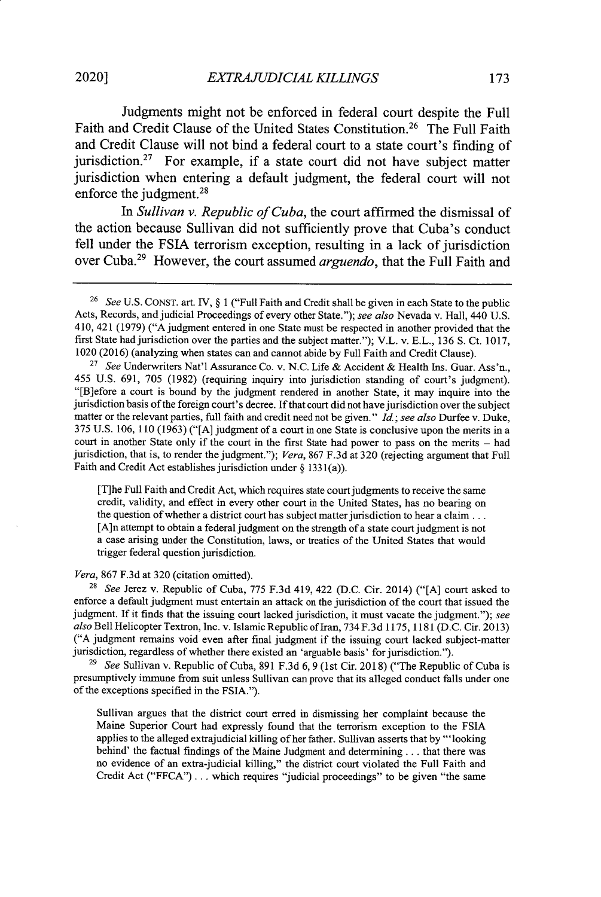Judgments might not be enforced in federal court despite the Full Faith and Credit Clause of the United States Constitution.[26] The Full Faith and Credit Clause will not bind a federal court to a state court's finding of jurisdiction.[27] For example, if a state court did not have subject matter jurisdiction when entering a default judgment, the federal court will not enforce the judgment.[28]

In *Sullivan v. Republic of Cuba*, the court affirmed the dismissal of the action because Sullivan did not sufficiently prove that Cuba's conduct fell under the FSIA terrorism exception, resulting in a lack of jurisdiction over Cuba.[29] However, the court assumed *arguendo*, that the Full Faith and

---

[26] *See* U.S. CONST. art. IV, § 1 ("Full Faith and Credit shall be given in each State to the public Acts, Records, and judicial Proceedings of every other State."); *see also* Nevada v. Hall, 440 U.S. 410, 421 (1979) ("A judgment entered in one State must be respected in another provided that the first State had jurisdiction over the parties and the subject matter."); V.L. v. E.L., 136 S. Ct. 1017, 1020 (2016) (analyzing when states can and cannot abide by Full Faith and Credit Clause).

[27] *See* Underwriters Nat'l Assurance Co. v. N.C. Life & Accident & Health Ins. Guar. Ass'n., 455 U.S. 691, 705 (1982) (requiring inquiry into jurisdiction standing of court's judgment). "[B]efore a court is bound by the judgment rendered in another State, it may inquire into the jurisdiction basis of the foreign court's decree. If that court did not have jurisdiction over the subject matter or the relevant parties, full faith and credit need not be given." *Id.*; *see also* Durfee v. Duke, 375 U.S. 106, 110 (1963) ("[A] judgment of a court in one State is conclusive upon the merits in a court in another State only if the court in the first State had power to pass on the merits – had jurisdiction, that is, to render the judgment."); *Vera*, 867 F.3d at 320 (rejecting argument that Full Faith and Credit Act establishes jurisdiction under § 1331(a)).

> [T]he Full Faith and Credit Act, which requires state court judgments to receive the same credit, validity, and effect in every other court in the United States, has no bearing on the question of whether a district court has subject matter jurisdiction to hear a claim . . . [A]n attempt to obtain a federal judgment on the strength of a state court judgment is not a case arising under the Constitution, laws, or treaties of the United States that would trigger federal question jurisdiction.

*Vera*, 867 F.3d at 320 (citation omitted).

[28] *See* Jerez v. Republic of Cuba, 775 F.3d 419, 422 (D.C. Cir. 2014) ("[A] court asked to enforce a default judgment must entertain an attack on the jurisdiction of the court that issued the judgment. If it finds that the issuing court lacked jurisdiction, it must vacate the judgment."); *see also* Bell Helicopter Textron, Inc. v. Islamic Republic of Iran, 734 F.3d 1175, 1181 (D.C. Cir. 2013) ("A judgment remains void even after final judgment if the issuing court lacked subject-matter jurisdiction, regardless of whether there existed an 'arguable basis' for jurisdiction.").

[29] *See* Sullivan v. Republic of Cuba, 891 F.3d 6, 9 (1st Cir. 2018) ("The Republic of Cuba is presumptively immune from suit unless Sullivan can prove that its alleged conduct falls under one of the exceptions specified in the FSIA.").

> Sullivan argues that the district court erred in dismissing her complaint because the Maine Superior Court had expressly found that the terrorism exception to the FSIA applies to the alleged extrajudicial killing of her father. Sullivan asserts that by "'looking behind' the factual findings of the Maine Judgment and determining . . . that there was no evidence of an extra-judicial killing," the district court violated the Full Faith and Credit Act ("FFCA") . . . which requires "judicial proceedings" to be given "the same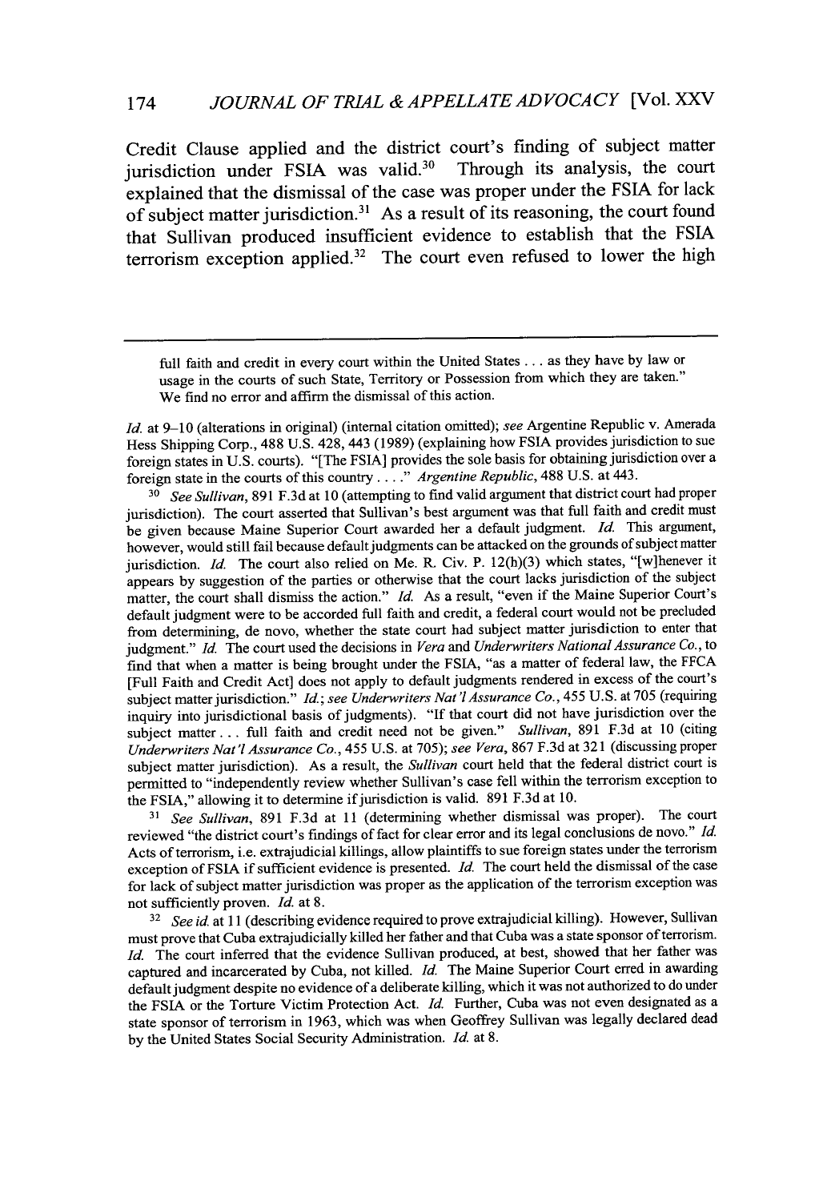Credit Clause applied and the district court's finding of subject matter jurisdiction under FSIA was valid.[30] Through its analysis, the court explained that the dismissal of the case was proper under the FSIA for lack of subject matter jurisdiction.[31] As a result of its reasoning, the court found that Sullivan produced insufficient evidence to establish that the FSIA terrorism exception applied.[32] The court even refused to lower the high

---

> full faith and credit in every court within the United States . . . as they have by law or usage in the courts of such State, Territory or Possession from which they are taken." We find no error and affirm the dismissal of this action.

*Id.* at 9–10 (alterations in original) (internal citation omitted); *see* Argentine Republic v. Amerada Hess Shipping Corp., 488 U.S. 428, 443 (1989) (explaining how FSIA provides jurisdiction to sue foreign states in U.S. courts). "[The FSIA] provides the sole basis for obtaining jurisdiction over a foreign state in the courts of this country . . . ." *Argentine Republic*, 488 U.S. at 443.

[30] *See Sullivan*, 891 F.3d at 10 (attempting to find valid argument that district court had proper jurisdiction). The court asserted that Sullivan's best argument was that full faith and credit must be given because Maine Superior Court awarded her a default judgment. *Id.* This argument, however, would still fail because default judgments can be attacked on the grounds of subject matter jurisdiction. *Id.* The court also relied on Me. R. Civ. P. 12(h)(3) which states, "[w]henever it appears by suggestion of the parties or otherwise that the court lacks jurisdiction of the subject matter, the court shall dismiss the action." *Id.* As a result, "even if the Maine Superior Court's default judgment were to be accorded full faith and credit, a federal court would not be precluded from determining, de novo, whether the state court had subject matter jurisdiction to enter that judgment." *Id.* The court used the decisions in *Vera* and *Underwriters National Assurance Co.*, to find that when a matter is being brought under the FSIA, "as a matter of federal law, the FFCA [Full Faith and Credit Act] does not apply to default judgments rendered in excess of the court's subject matter jurisdiction." *Id.*; *see Underwriters Nat'l Assurance Co.*, 455 U.S. at 705 (requiring inquiry into jurisdictional basis of judgments). "If that court did not have jurisdiction over the subject matter . . . full faith and credit need not be given." *Sullivan*, 891 F.3d at 10 (citing *Underwriters Nat'l Assurance Co.*, 455 U.S. at 705); *see Vera*, 867 F.3d at 321 (discussing proper subject matter jurisdiction). As a result, the *Sullivan* court held that the federal district court is permitted to "independently review whether Sullivan's case fell within the terrorism exception to the FSIA," allowing it to determine if jurisdiction is valid. 891 F.3d at 10.

[31] *See Sullivan*, 891 F.3d at 11 (determining whether dismissal was proper). The court reviewed "the district court's findings of fact for clear error and its legal conclusions de novo." *Id.* Acts of terrorism, i.e. extrajudicial killings, allow plaintiffs to sue foreign states under the terrorism exception of FSIA if sufficient evidence is presented. *Id.* The court held the dismissal of the case for lack of subject matter jurisdiction was proper as the application of the terrorism exception was not sufficiently proven. *Id.* at 8.

[32] *See id.* at 11 (describing evidence required to prove extrajudicial killing). However, Sullivan must prove that Cuba extrajudicially killed her father and that Cuba was a state sponsor of terrorism. *Id.* The court inferred that the evidence Sullivan produced, at best, showed that her father was captured and incarcerated by Cuba, not killed. *Id.* The Maine Superior Court erred in awarding default judgment despite no evidence of a deliberate killing, which it was not authorized to do under the FSIA or the Torture Victim Protection Act. *Id.* Further, Cuba was not even designated as a state sponsor of terrorism in 1963, which was when Geoffrey Sullivan was legally declared dead by the United States Social Security Administration. *Id.* at 8.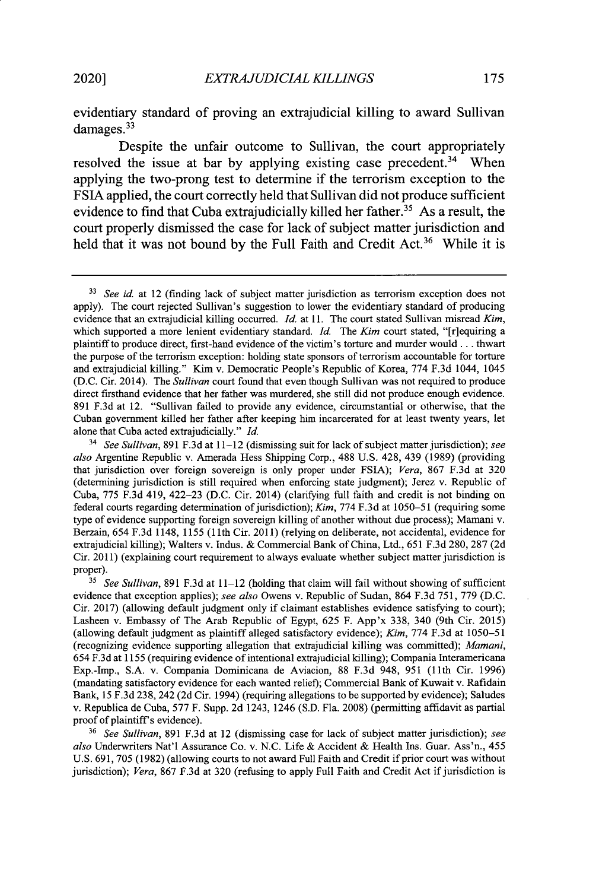evidentiary standard of proving an extrajudicial killing to award Sullivan damages.[33]

Despite the unfair outcome to Sullivan, the court appropriately resolved the issue at bar by applying existing case precedent.[34] When applying the two-prong test to determine if the terrorism exception to the FSIA applied, the court correctly held that Sullivan did not produce sufficient evidence to find that Cuba extrajudicially killed her father.[35] As a result, the court properly dismissed the case for lack of subject matter jurisdiction and held that it was not bound by the Full Faith and Credit Act.[36] While it is

---

[33] *See id.* at 12 (finding lack of subject matter jurisdiction as terrorism exception does not apply). The court rejected Sullivan's suggestion to lower the evidentiary standard of producing evidence that an extrajudicial killing occurred. *Id.* at 11. The court stated Sullivan misread *Kim*, which supported a more lenient evidentiary standard. *Id.* The *Kim* court stated, "[r]equiring a plaintiff to produce direct, first-hand evidence of the victim's torture and murder would . . . thwart the purpose of the terrorism exception: holding state sponsors of terrorism accountable for torture and extrajudicial killing." Kim v. Democratic People's Republic of Korea, 774 F.3d 1044, 1045 (D.C. Cir. 2014). The *Sullivan* court found that even though Sullivan was not required to produce direct firsthand evidence that her father was murdered, she still did not produce enough evidence. 891 F.3d at 12. "Sullivan failed to provide any evidence, circumstantial or otherwise, that the Cuban government killed her father after keeping him incarcerated for at least twenty years, let alone that Cuba acted extrajudicially." *Id.*

[34] *See Sullivan*, 891 F.3d at 11–12 (dismissing suit for lack of subject matter jurisdiction); *see also* Argentine Republic v. Amerada Hess Shipping Corp., 488 U.S. 428, 439 (1989) (providing that jurisdiction over foreign sovereign is only proper under FSIA); *Vera*, 867 F.3d at 320 (determining jurisdiction is still required when enforcing state judgment); Jerez v. Republic of Cuba, 775 F.3d 419, 422–23 (D.C. Cir. 2014) (clarifying full faith and credit is not binding on federal courts regarding determination of jurisdiction); *Kim*, 774 F.3d at 1050–51 (requiring some type of evidence supporting foreign sovereign killing of another without due process); Mamani v. Berzain, 654 F.3d 1148, 1155 (11th Cir. 2011) (relying on deliberate, not accidental, evidence for extrajudicial killing); Walters v. Indus. & Commercial Bank of China, Ltd., 651 F.3d 280, 287 (2d Cir. 2011) (explaining court requirement to always evaluate whether subject matter jurisdiction is proper).

[35] *See Sullivan*, 891 F.3d at 11–12 (holding that claim will fail without showing of sufficient evidence that exception applies); *see also* Owens v. Republic of Sudan, 864 F.3d 751, 779 (D.C. Cir. 2017) (allowing default judgment only if claimant establishes evidence satisfying to court); Lasheen v. Embassy of The Arab Republic of Egypt, 625 F. App'x 338, 340 (9th Cir. 2015) (allowing default judgment as plaintiff alleged satisfactory evidence); *Kim*, 774 F.3d at 1050–51 (recognizing evidence supporting allegation that extrajudicial killing was committed); *Mamani*, 654 F.3d at 1155 (requiring evidence of intentional extrajudicial killing); Compania Interamericana Exp.-Imp., S.A. v. Compania Dominicana de Aviacion, 88 F.3d 948, 951 (11th Cir. 1996) (mandating satisfactory evidence for each wanted relief); Commercial Bank of Kuwait v. Rafidain Bank, 15 F.3d 238, 242 (2d Cir. 1994) (requiring allegations to be supported by evidence); Saludes v. Republica de Cuba, 577 F. Supp. 2d 1243, 1246 (S.D. Fla. 2008) (permitting affidavit as partial proof of plaintiff's evidence).

[36] *See Sullivan*, 891 F.3d at 12 (dismissing case for lack of subject matter jurisdiction); *see also* Underwriters Nat'l Assurance Co. v. N.C. Life & Accident & Health Ins. Guar. Ass'n., 455 U.S. 691, 705 (1982) (allowing courts to not award Full Faith and Credit if prior court was without jurisdiction); *Vera*, 867 F.3d at 320 (refusing to apply Full Faith and Credit Act if jurisdiction is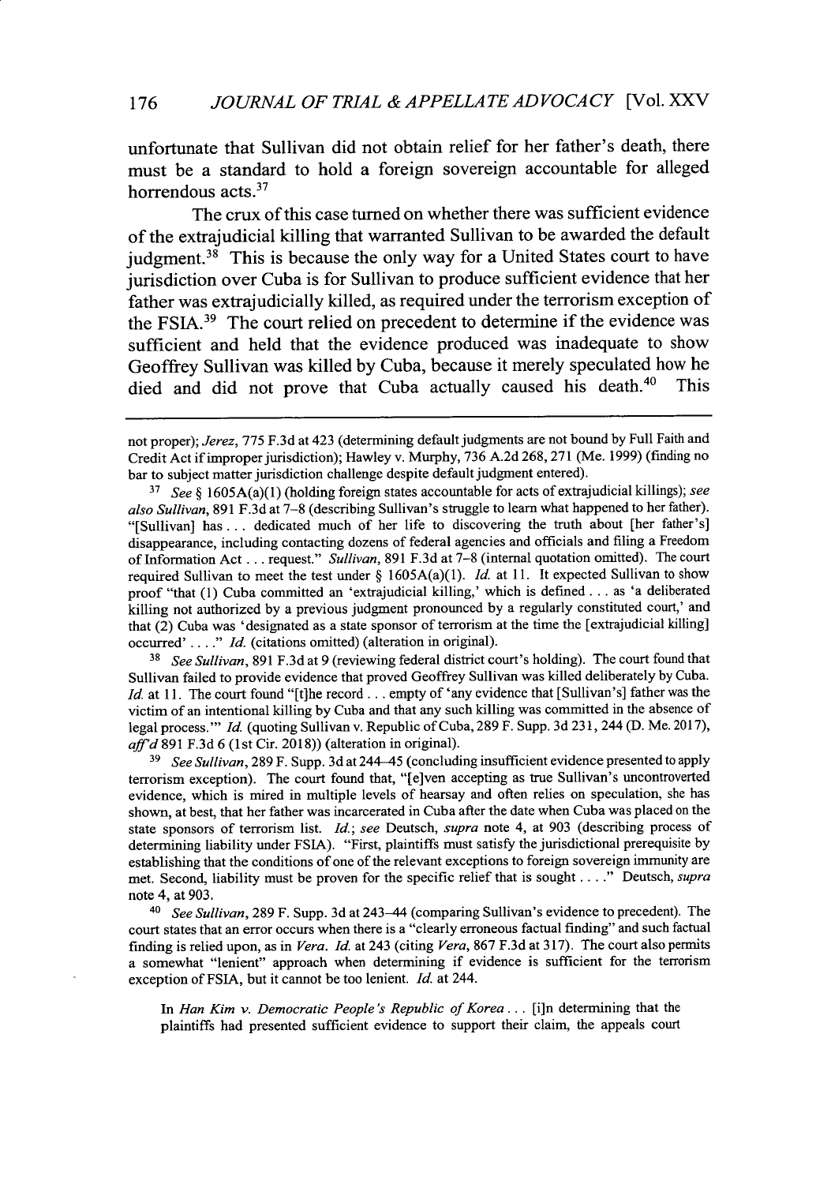unfortunate that Sullivan did not obtain relief for her father's death, there must be a standard to hold a foreign sovereign accountable for alleged horrendous acts.[37]

The crux of this case turned on whether there was sufficient evidence of the extrajudicial killing that warranted Sullivan to be awarded the default judgment.[38] This is because the only way for a United States court to have jurisdiction over Cuba is for Sullivan to produce sufficient evidence that her father was extrajudicially killed, as required under the terrorism exception of the FSIA.[39] The court relied on precedent to determine if the evidence was sufficient and held that the evidence produced was inadequate to show Geoffrey Sullivan was killed by Cuba, because it merely speculated how he died and did not prove that Cuba actually caused his death.[40] This

---

not proper); *Jerez*, 775 F.3d at 423 (determining default judgments are not bound by Full Faith and Credit Act if improper jurisdiction); Hawley v. Murphy, 736 A.2d 268, 271 (Me. 1999) (finding no bar to subject matter jurisdiction challenge despite default judgment entered).

[37] *See* § 1605A(a)(1) (holding foreign states accountable for acts of extrajudicial killings); *see also Sullivan*, 891 F.3d at 7–8 (describing Sullivan's struggle to learn what happened to her father). "[Sullivan] has . . . dedicated much of her life to discovering the truth about [her father's] disappearance, including contacting dozens of federal agencies and officials and filing a Freedom of Information Act . . . request." *Sullivan*, 891 F.3d at 7–8 (internal quotation omitted). The court required Sullivan to meet the test under § 1605A(a)(1). *Id.* at 11. It expected Sullivan to show proof "that (1) Cuba committed an 'extrajudicial killing,' which is defined . . . as 'a deliberated killing not authorized by a previous judgment pronounced by a regularly constituted court,' and that (2) Cuba was 'designated as a state sponsor of terrorism at the time the [extrajudicial killing] occurred' . . . ." *Id.* (citations omitted) (alteration in original).

[38] *See Sullivan*, 891 F.3d at 9 (reviewing federal district court's holding). The court found that Sullivan failed to provide evidence that proved Geoffrey Sullivan was killed deliberately by Cuba. *Id.* at 11. The court found "[t]he record . . . empty of 'any evidence that [Sullivan's] father was the victim of an intentional killing by Cuba and that any such killing was committed in the absence of legal process.'" *Id.* (quoting Sullivan v. Republic of Cuba, 289 F. Supp. 3d 231, 244 (D. Me. 2017), *aff'd* 891 F.3d 6 (1st Cir. 2018)) (alteration in original).

[39] *See Sullivan*, 289 F. Supp. 3d at 244–45 (concluding insufficient evidence presented to apply terrorism exception). The court found that, "[e]ven accepting as true Sullivan's uncontroverted evidence, which is mired in multiple levels of hearsay and often relies on speculation, she has shown, at best, that her father was incarcerated in Cuba after the date when Cuba was placed on the state sponsors of terrorism list. *Id.*; *see* Deutsch, *supra* note 4, at 903 (describing process of determining liability under FSIA). "First, plaintiffs must satisfy the jurisdictional prerequisite by establishing that the conditions of one of the relevant exceptions to foreign sovereign immunity are met. Second, liability must be proven for the specific relief that is sought . . . ." Deutsch, *supra* note 4, at 903.

[40] *See Sullivan*, 289 F. Supp. 3d at 243–44 (comparing Sullivan's evidence to precedent). The court states that an error occurs when there is a "clearly erroneous factual finding" and such factual finding is relied upon, as in *Vera*. *Id.* at 243 (citing *Vera*, 867 F.3d at 317). The court also permits a somewhat "lenient" approach when determining if evidence is sufficient for the terrorism exception of FSIA, but it cannot be too lenient. *Id.* at 244.

> In *Han Kim v. Democratic People's Republic of Korea* . . . [i]n determining that the plaintiffs had presented sufficient evidence to support their claim, the appeals court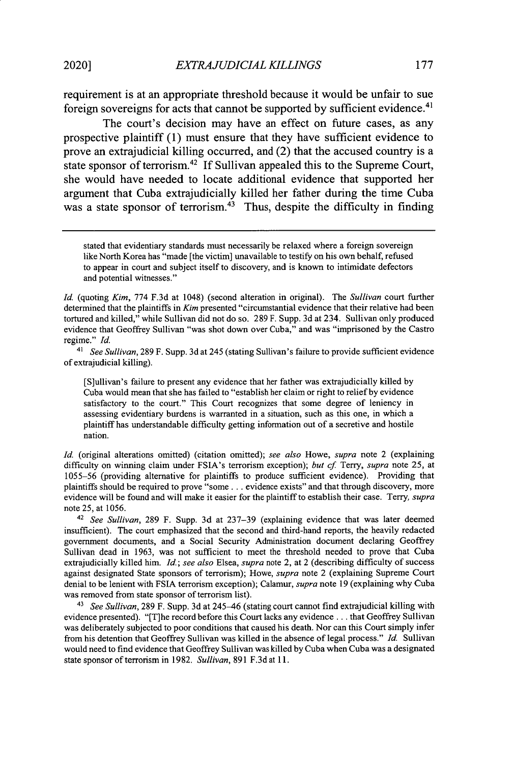requirement is at an appropriate threshold because it would be unfair to sue foreign sovereigns for acts that cannot be supported by sufficient evidence.[41]

The court's decision may have an effect on future cases, as any prospective plaintiff (1) must ensure that they have sufficient evidence to prove an extrajudicial killing occurred, and (2) that the accused country is a state sponsor of terrorism.[42] If Sullivan appealed this to the Supreme Court, she would have needed to locate additional evidence that supported her argument that Cuba extrajudicially killed her father during the time Cuba was a state sponsor of terrorism.[43] Thus, despite the difficulty in finding

---

> stated that evidentiary standards must necessarily be relaxed where a foreign sovereign like North Korea has "made [the victim] unavailable to testify on his own behalf, refused to appear in court and subject itself to discovery, and is known to intimidate defectors and potential witnesses."

*Id.* (quoting *Kim*, 774 F.3d at 1048) (second alteration in original). The *Sullivan* court further determined that the plaintiffs in *Kim* presented "circumstantial evidence that their relative had been tortured and killed," while Sullivan did not do so. 289 F. Supp. 3d at 234. Sullivan only produced evidence that Geoffrey Sullivan "was shot down over Cuba," and was "imprisoned by the Castro regime." *Id.*

[41] *See Sullivan*, 289 F. Supp. 3d at 245 (stating Sullivan's failure to provide sufficient evidence of extrajudicial killing).

> [S]ullivan's failure to present any evidence that her father was extrajudicially killed by Cuba would mean that she has failed to "establish her claim or right to relief by evidence satisfactory to the court." This Court recognizes that some degree of leniency in assessing evidentiary burdens is warranted in a situation, such as this one, in which a plaintiff has understandable difficulty getting information out of a secretive and hostile nation.

*Id.* (original alterations omitted) (citation omitted); *see also* Howe, *supra* note 2 (explaining difficulty on winning claim under FSIA's terrorism exception); *but cf.* Terry, *supra* note 25, at 1055–56 (providing alternative for plaintiffs to produce sufficient evidence). Providing that plaintiffs should be required to prove "some . . . evidence exists" and that through discovery, more evidence will be found and will make it easier for the plaintiff to establish their case. Terry, *supra* note 25, at 1056.

[42] *See Sullivan*, 289 F. Supp. 3d at 237–39 (explaining evidence that was later deemed insufficient). The court emphasized that the second and third-hand reports, the heavily redacted government documents, and a Social Security Administration document declaring Geoffrey Sullivan dead in 1963, was not sufficient to meet the threshold needed to prove that Cuba extrajudicially killed him. *Id.*; *see also* Elsea, *supra* note 2, at 2 (describing difficulty of success against designated State sponsors of terrorism); Howe, *supra* note 2 (explaining Supreme Court denial to be lenient with FSIA terrorism exception); Calamur, *supra* note 19 (explaining why Cuba was removed from state sponsor of terrorism list).

[43] *See Sullivan*, 289 F. Supp. 3d at 245–46 (stating court cannot find extrajudicial killing with evidence presented). "[T]he record before this Court lacks any evidence . . . that Geoffrey Sullivan was deliberately subjected to poor conditions that caused his death. Nor can this Court simply infer from his detention that Geoffrey Sullivan was killed in the absence of legal process." *Id.* Sullivan would need to find evidence that Geoffrey Sullivan was killed by Cuba when Cuba was a designated state sponsor of terrorism in 1982. *Sullivan*, 891 F.3d at 11.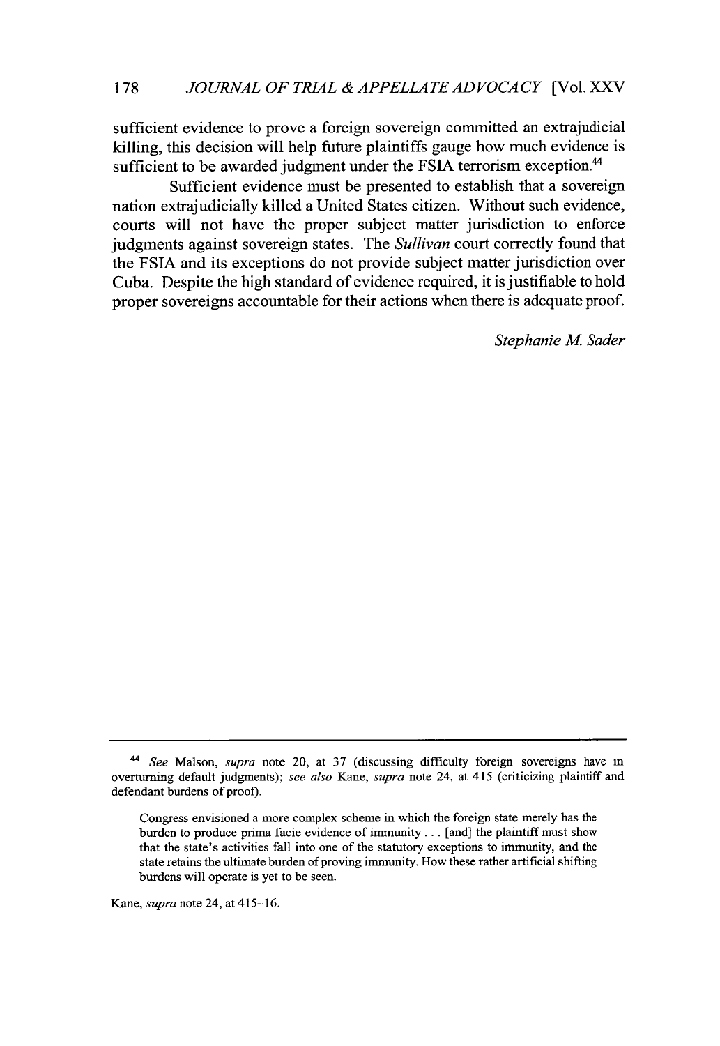sufficient evidence to prove a foreign sovereign committed an extrajudicial killing, this decision will help future plaintiffs gauge how much evidence is sufficient to be awarded judgment under the FSIA terrorism exception.[44]

Sufficient evidence must be presented to establish that a sovereign nation extrajudicially killed a United States citizen. Without such evidence, courts will not have the proper subject matter jurisdiction to enforce judgments against sovereign states. The *Sullivan* court correctly found that the FSIA and its exceptions do not provide subject matter jurisdiction over Cuba. Despite the high standard of evidence required, it is justifiable to hold proper sovereigns accountable for their actions when there is adequate proof.

*Stephanie M. Sader*

---

[44] *See* Malson, *supra* note 20, at 37 (discussing difficulty foreign sovereigns have in overturning default judgments); *see also* Kane, *supra* note 24, at 415 (criticizing plaintiff and defendant burdens of proof).

> Congress envisioned a more complex scheme in which the foreign state merely has the burden to produce prima facie evidence of immunity . . . [and] the plaintiff must show that the state's activities fall into one of the statutory exceptions to immunity, and the state retains the ultimate burden of proving immunity. How these rather artificial shifting burdens will operate is yet to be seen.

Kane, *supra* note 24, at 415–16.